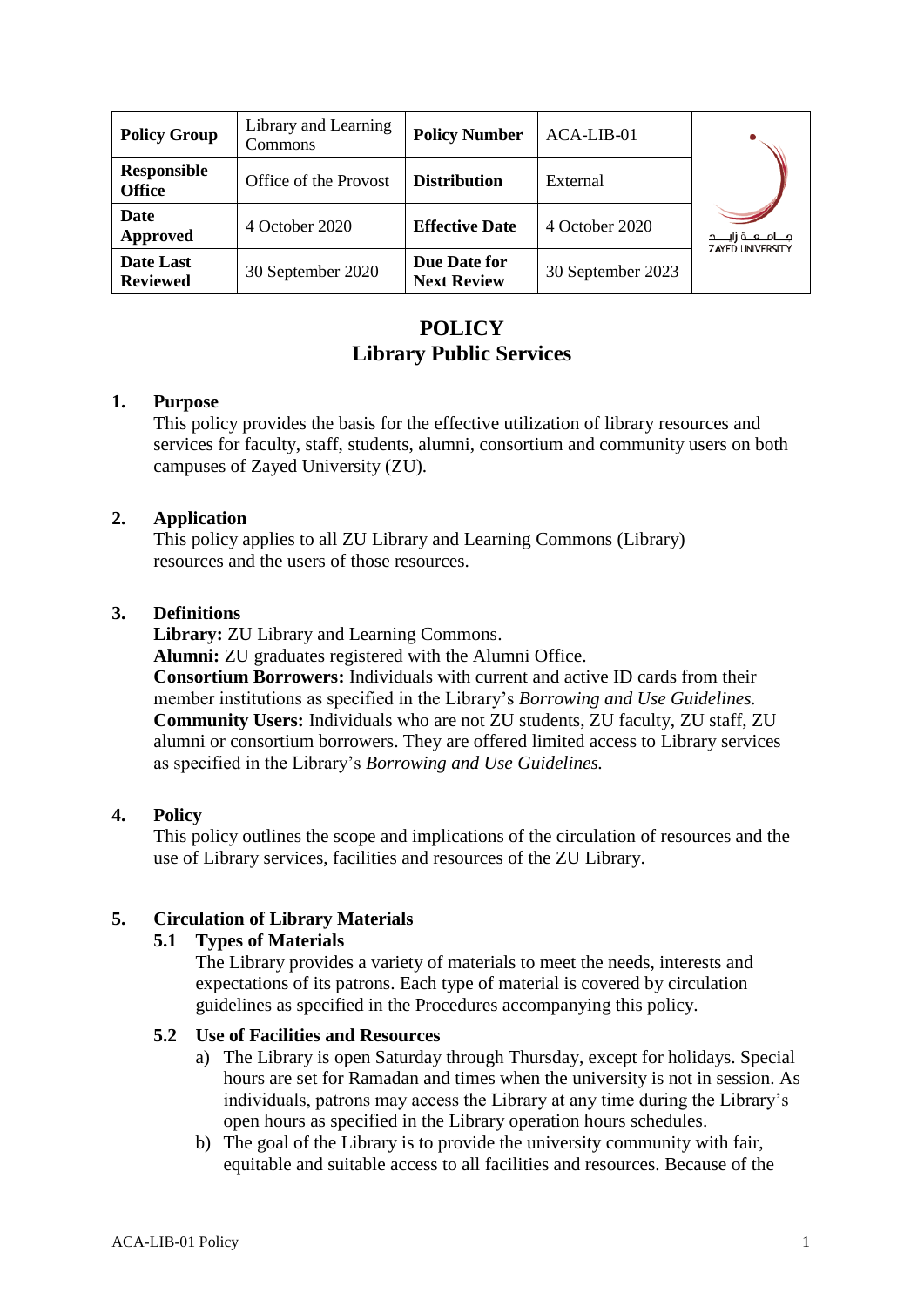| Policy Group | Library and Learning Commons | Policy Number | ACA-LIB-01 | جـامـعـة زايـد ZAYED UNIVERSITY |
|---|---|---|---|---|
| Responsible Office | Office of the Provost | Distribution | External | |
| Date Approved | 4 October 2020 | Effective Date | 4 October 2020 | |
| Date Last Reviewed | 30 September 2020 | Due Date for Next Review | 30 September 2023 | |

# POLICY
# Library Public Services

## 1. Purpose

This policy provides the basis for the effective utilization of library resources and services for faculty, staff, students, alumni, consortium and community users on both campuses of Zayed University (ZU).

## 2. Application

This policy applies to all ZU Library and Learning Commons (Library) resources and the users of those resources.

## 3. Definitions

**Library:** ZU Library and Learning Commons.
**Alumni:** ZU graduates registered with the Alumni Office.
**Consortium Borrowers:** Individuals with current and active ID cards from their member institutions as specified in the Library's *Borrowing and Use Guidelines.*
**Community Users:** Individuals who are not ZU students, ZU faculty, ZU staff, ZU alumni or consortium borrowers. They are offered limited access to Library services as specified in the Library's *Borrowing and Use Guidelines.*

## 4. Policy

This policy outlines the scope and implications of the circulation of resources and the use of Library services, facilities and resources of the ZU Library.

## 5. Circulation of Library Materials

### 5.1 Types of Materials

The Library provides a variety of materials to meet the needs, interests and expectations of its patrons. Each type of material is covered by circulation guidelines as specified in the Procedures accompanying this policy.

### 5.2 Use of Facilities and Resources

a) The Library is open Saturday through Thursday, except for holidays. Special hours are set for Ramadan and times when the university is not in session. As individuals, patrons may access the Library at any time during the Library's open hours as specified in the Library operation hours schedules.

b) The goal of the Library is to provide the university community with fair, equitable and suitable access to all facilities and resources. Because of the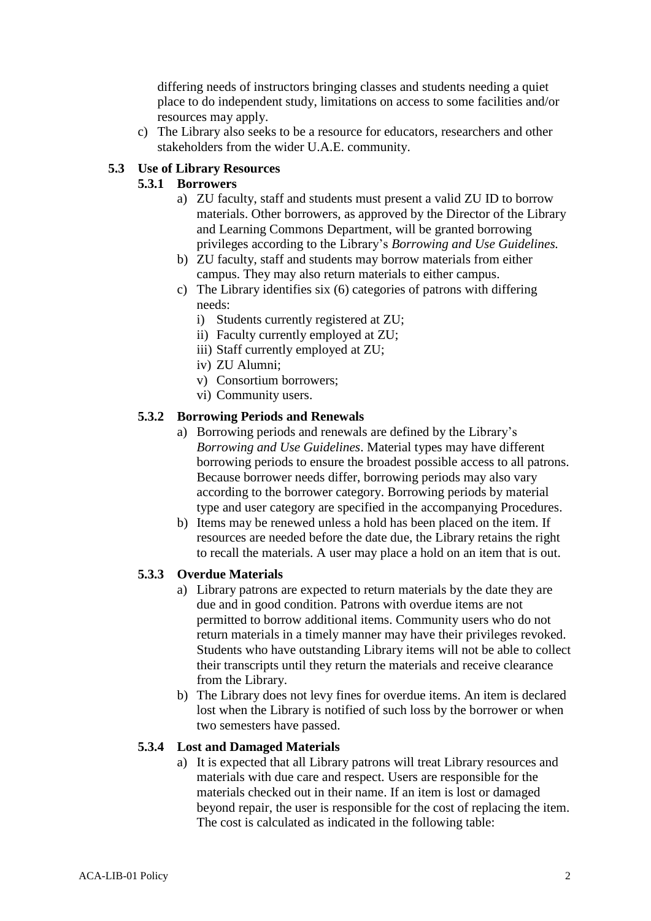differing needs of instructors bringing classes and students needing a quiet place to do independent study, limitations on access to some facilities and/or resources may apply.

c) The Library also seeks to be a resource for educators, researchers and other stakeholders from the wider U.A.E. community.

### 5.3 Use of Library Resources

#### 5.3.1 Borrowers

a) ZU faculty, staff and students must present a valid ZU ID to borrow materials. Other borrowers, as approved by the Director of the Library and Learning Commons Department, will be granted borrowing privileges according to the Library's *Borrowing and Use Guidelines.*

b) ZU faculty, staff and students may borrow materials from either campus. They may also return materials to either campus.

c) The Library identifies six (6) categories of patrons with differing needs:

i) Students currently registered at ZU;
ii) Faculty currently employed at ZU;
iii) Staff currently employed at ZU;
iv) ZU Alumni;
v) Consortium borrowers;
vi) Community users.

#### 5.3.2 Borrowing Periods and Renewals

a) Borrowing periods and renewals are defined by the Library's *Borrowing and Use Guidelines*. Material types may have different borrowing periods to ensure the broadest possible access to all patrons. Because borrower needs differ, borrowing periods may also vary according to the borrower category. Borrowing periods by material type and user category are specified in the accompanying Procedures.

b) Items may be renewed unless a hold has been placed on the item. If resources are needed before the date due, the Library retains the right to recall the materials. A user may place a hold on an item that is out.

#### 5.3.3 Overdue Materials

a) Library patrons are expected to return materials by the date they are due and in good condition. Patrons with overdue items are not permitted to borrow additional items. Community users who do not return materials in a timely manner may have their privileges revoked. Students who have outstanding Library items will not be able to collect their transcripts until they return the materials and receive clearance from the Library.

b) The Library does not levy fines for overdue items. An item is declared lost when the Library is notified of such loss by the borrower or when two semesters have passed.

#### 5.3.4 Lost and Damaged Materials

a) It is expected that all Library patrons will treat Library resources and materials with due care and respect. Users are responsible for the materials checked out in their name. If an item is lost or damaged beyond repair, the user is responsible for the cost of replacing the item. The cost is calculated as indicated in the following table: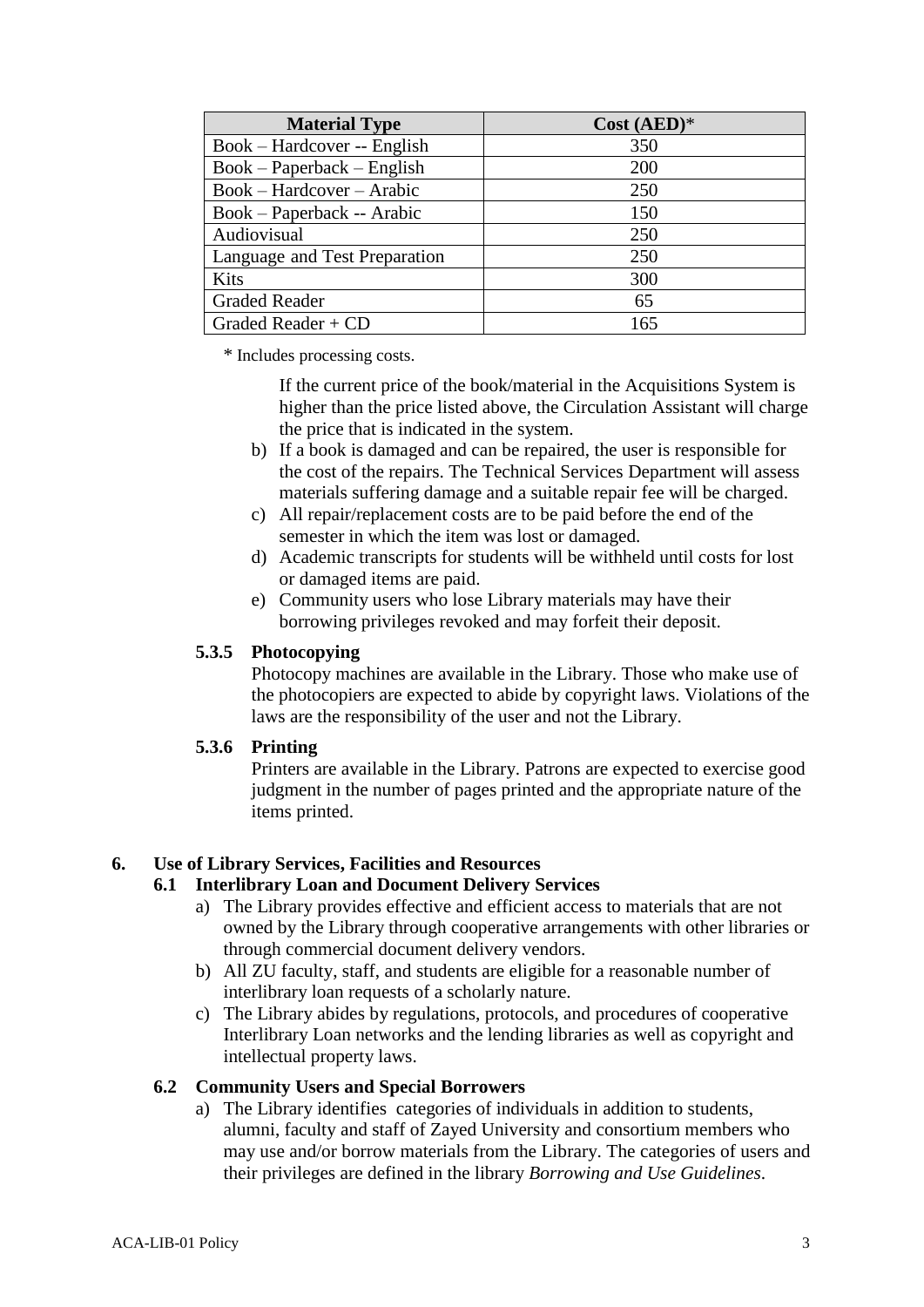| Material Type | Cost (AED)* |
|---|---|
| Book – Hardcover -- English | 350 |
| Book – Paperback – English | 200 |
| Book – Hardcover – Arabic | 250 |
| Book – Paperback -- Arabic | 150 |
| Audiovisual | 250 |
| Language and Test Preparation | 250 |
| Kits | 300 |
| Graded Reader | 65 |
| Graded Reader + CD | 165 |

\* Includes processing costs.

If the current price of the book/material in the Acquisitions System is higher than the price listed above, the Circulation Assistant will charge the price that is indicated in the system.

b) If a book is damaged and can be repaired, the user is responsible for the cost of the repairs. The Technical Services Department will assess materials suffering damage and a suitable repair fee will be charged.
c) All repair/replacement costs are to be paid before the end of the semester in which the item was lost or damaged.
d) Academic transcripts for students will be withheld until costs for lost or damaged items are paid.
e) Community users who lose Library materials may have their borrowing privileges revoked and may forfeit their deposit.

#### 5.3.5 Photocopying

Photocopy machines are available in the Library. Those who make use of the photocopiers are expected to abide by copyright laws. Violations of the laws are the responsibility of the user and not the Library.

#### 5.3.6 Printing

Printers are available in the Library. Patrons are expected to exercise good judgment in the number of pages printed and the appropriate nature of the items printed.

## 6. Use of Library Services, Facilities and Resources

### 6.1 Interlibrary Loan and Document Delivery Services

a) The Library provides effective and efficient access to materials that are not owned by the Library through cooperative arrangements with other libraries or through commercial document delivery vendors.
b) All ZU faculty, staff, and students are eligible for a reasonable number of interlibrary loan requests of a scholarly nature.
c) The Library abides by regulations, protocols, and procedures of cooperative Interlibrary Loan networks and the lending libraries as well as copyright and intellectual property laws.

### 6.2 Community Users and Special Borrowers

a) The Library identifies categories of individuals in addition to students, alumni, faculty and staff of Zayed University and consortium members who may use and/or borrow materials from the Library. The categories of users and their privileges are defined in the library *Borrowing and Use Guidelines*.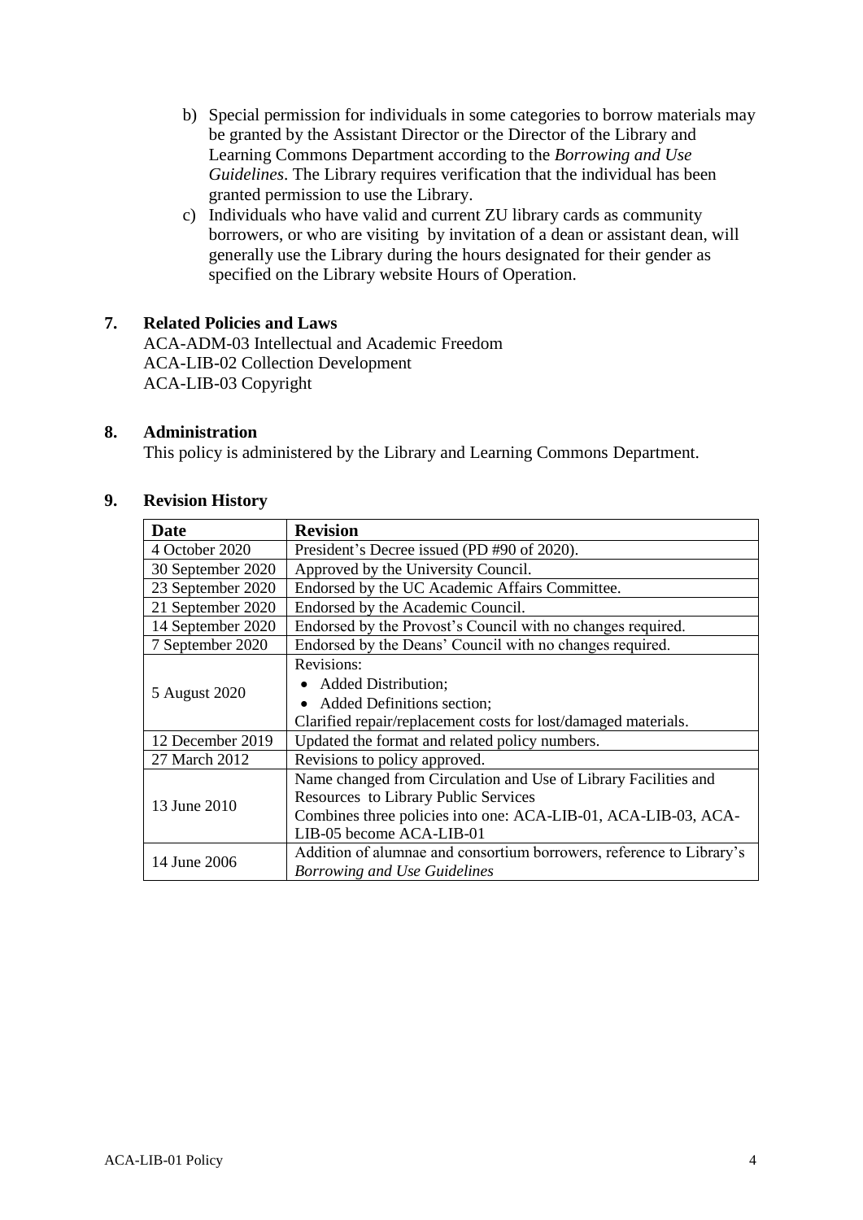b) Special permission for individuals in some categories to borrow materials may be granted by the Assistant Director or the Director of the Library and Learning Commons Department according to the *Borrowing and Use Guidelines*. The Library requires verification that the individual has been granted permission to use the Library.

c) Individuals who have valid and current ZU library cards as community borrowers, or who are visiting by invitation of a dean or assistant dean, will generally use the Library during the hours designated for their gender as specified on the Library website Hours of Operation.

## 7. Related Policies and Laws

ACA-ADM-03 Intellectual and Academic Freedom
ACA-LIB-02 Collection Development
ACA-LIB-03 Copyright

## 8. Administration

This policy is administered by the Library and Learning Commons Department.

## 9. Revision History

| Date | Revision |
|---|---|
| 4 October 2020 | President's Decree issued (PD #90 of 2020). |
| 30 September 2020 | Approved by the University Council. |
| 23 September 2020 | Endorsed by the UC Academic Affairs Committee. |
| 21 September 2020 | Endorsed by the Academic Council. |
| 14 September 2020 | Endorsed by the Provost's Council with no changes required. |
| 7 September 2020 | Endorsed by the Deans' Council with no changes required. |
| 5 August 2020 | Revisions:<br>• Added Distribution;<br>• Added Definitions section;<br>Clarified repair/replacement costs for lost/damaged materials. |
| 12 December 2019 | Updated the format and related policy numbers. |
| 27 March 2012 | Revisions to policy approved. |
| 13 June 2010 | Name changed from Circulation and Use of Library Facilities and Resources to Library Public Services<br>Combines three policies into one: ACA-LIB-01, ACA-LIB-03, ACA-LIB-05 become ACA-LIB-01 |
| 14 June 2006 | Addition of alumnae and consortium borrowers, reference to Library's *Borrowing and Use Guidelines* |